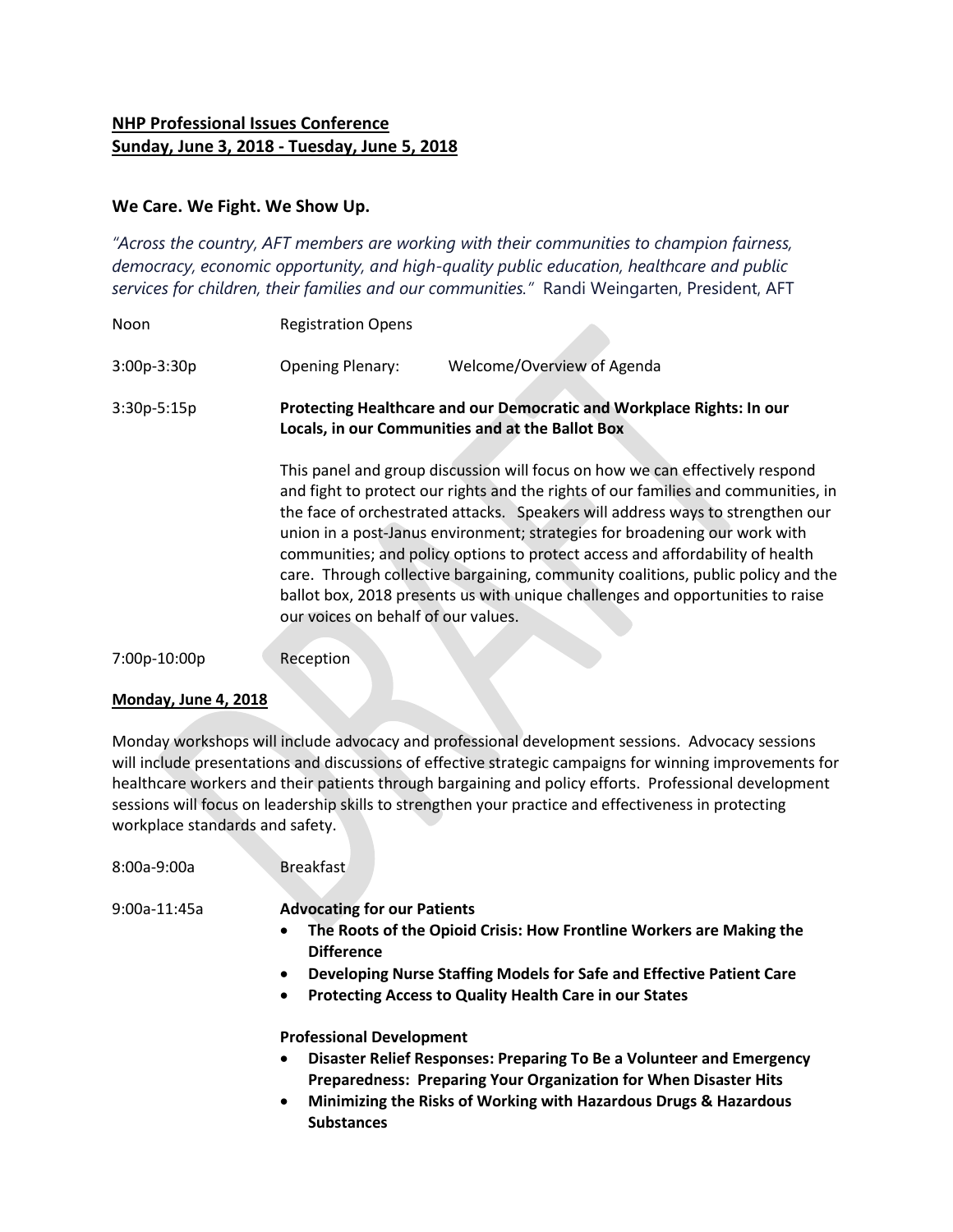**NHP Professional Issues Conference**
**Sunday, June 3, 2018 - Tuesday, June 5, 2018**

### We Care. We Fight. We Show Up.

*"Across the country, AFT members are working with their communities to champion fairness, democracy, economic opportunity, and high-quality public education, healthcare and public services for children, their families and our communities."* Randi Weingarten, President, AFT

Noon — Registration Opens

3:00p-3:30p — Opening Plenary: Welcome/Overview of Agenda

3:30p-5:15p — **Protecting Healthcare and our Democratic and Workplace Rights: In our Locals, in our Communities and at the Ballot Box**

This panel and group discussion will focus on how we can effectively respond and fight to protect our rights and the rights of our families and communities, in the face of orchestrated attacks. Speakers will address ways to strengthen our union in a post-Janus environment; strategies for broadening our work with communities; and policy options to protect access and affordability of health care. Through collective bargaining, community coalitions, public policy and the ballot box, 2018 presents us with unique challenges and opportunities to raise our voices on behalf of our values.

7:00p-10:00p — Reception

**Monday, June 4, 2018**

Monday workshops will include advocacy and professional development sessions. Advocacy sessions will include presentations and discussions of effective strategic campaigns for winning improvements for healthcare workers and their patients through bargaining and policy efforts. Professional development sessions will focus on leadership skills to strengthen your practice and effectiveness in protecting workplace standards and safety.

8:00a-9:00a — Breakfast

9:00a-11:45a — **Advocating for our Patients**

- **The Roots of the Opioid Crisis: How Frontline Workers are Making the Difference**
- **Developing Nurse Staffing Models for Safe and Effective Patient Care**
- **Protecting Access to Quality Health Care in our States**

**Professional Development**

- **Disaster Relief Responses: Preparing To Be a Volunteer and Emergency Preparedness: Preparing Your Organization for When Disaster Hits**
- **Minimizing the Risks of Working with Hazardous Drugs & Hazardous Substances**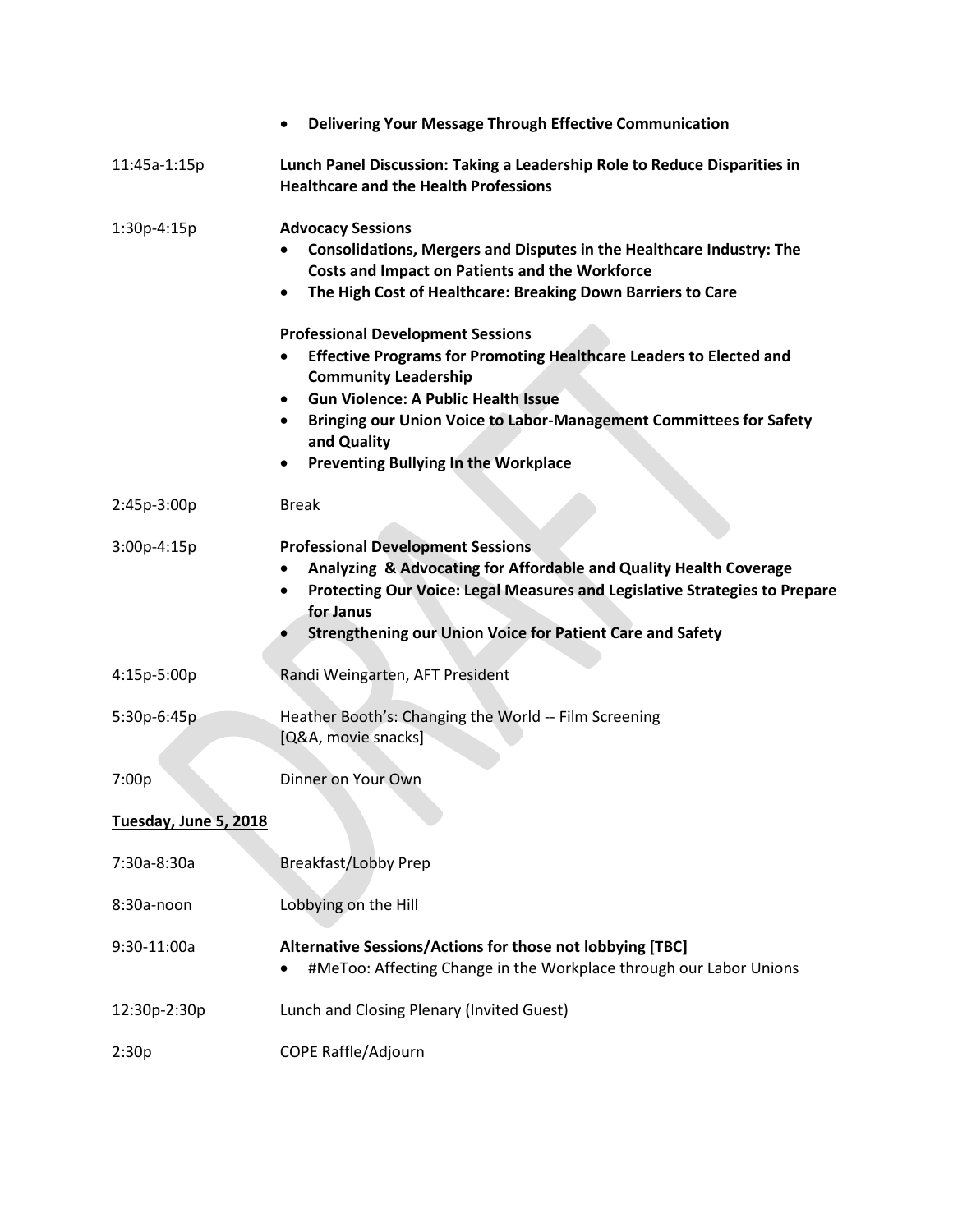- **Delivering Your Message Through Effective Communication**

| | |
|---|---|
| 11:45a-1:15p | **Lunch Panel Discussion: Taking a Leadership Role to Reduce Disparities in Healthcare and the Health Professions** |
| 1:30p-4:15p | **Advocacy Sessions**<br>• **Consolidations, Mergers and Disputes in the Healthcare Industry: The Costs and Impact on Patients and the Workforce**<br>• **The High Cost of Healthcare: Breaking Down Barriers to Care**<br><br>**Professional Development Sessions**<br>• **Effective Programs for Promoting Healthcare Leaders to Elected and Community Leadership**<br>• **Gun Violence: A Public Health Issue**<br>• **Bringing our Union Voice to Labor-Management Committees for Safety and Quality**<br>• **Preventing Bullying In the Workplace** |
| 2:45p-3:00p | Break |
| 3:00p-4:15p | **Professional Development Sessions**<br>• **Analyzing & Advocating for Affordable and Quality Health Coverage**<br>• **Protecting Our Voice: Legal Measures and Legislative Strategies to Prepare for Janus**<br>• **Strengthening our Union Voice for Patient Care and Safety** |
| 4:15p-5:00p | Randi Weingarten, AFT President |
| 5:30p-6:45p | Heather Booth's: Changing the World -- Film Screening<br>[Q&A, movie snacks] |
| 7:00p | Dinner on Your Own |

**<u>Tuesday, June 5, 2018</u>**

| | |
|---|---|
| 7:30a-8:30a | Breakfast/Lobby Prep |
| 8:30a-noon | Lobbying on the Hill |
| 9:30-11:00a | **Alternative Sessions/Actions for those not lobbying [TBC]**<br>• #MeToo: Affecting Change in the Workplace through our Labor Unions |
| 12:30p-2:30p | Lunch and Closing Plenary (Invited Guest) |
| 2:30p | COPE Raffle/Adjourn |